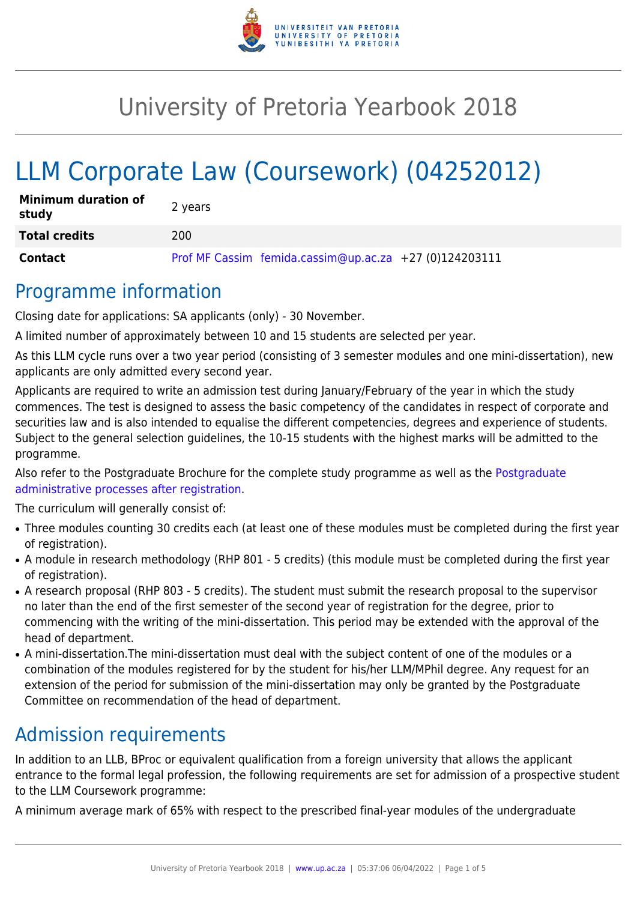# University of Pretoria Yearbook 2018

# LLM Corporate Law (Coursework) (04252012)

| Minimum duration of study | 2 years |
|---|---|
| Total credits | 200 |
| Contact | Prof MF Cassim femida.cassim@up.ac.za +27 (0)124203111 |

## Programme information

Closing date for applications: SA applicants (only) - 30 November.

A limited number of approximately between 10 and 15 students are selected per year.

As this LLM cycle runs over a two year period (consisting of 3 semester modules and one mini-dissertation), new applicants are only admitted every second year.

Applicants are required to write an admission test during January/February of the year in which the study commences. The test is designed to assess the basic competency of the candidates in respect of corporate and securities law and is also intended to equalise the different competencies, degrees and experience of students. Subject to the general selection guidelines, the 10-15 students with the highest marks will be admitted to the programme.

Also refer to the Postgraduate Brochure for the complete study programme as well as the Postgraduate administrative processes after registration.

The curriculum will generally consist of:

- Three modules counting 30 credits each (at least one of these modules must be completed during the first year of registration).
- A module in research methodology (RHP 801 - 5 credits) (this module must be completed during the first year of registration).
- A research proposal (RHP 803 - 5 credits). The student must submit the research proposal to the supervisor no later than the end of the first semester of the second year of registration for the degree, prior to commencing with the writing of the mini-dissertation. This period may be extended with the approval of the head of department.
- A mini-dissertation.The mini-dissertation must deal with the subject content of one of the modules or a combination of the modules registered for by the student for his/her LLM/MPhil degree. Any request for an extension of the period for submission of the mini-dissertation may only be granted by the Postgraduate Committee on recommendation of the head of department.

## Admission requirements

In addition to an LLB, BProc or equivalent qualification from a foreign university that allows the applicant entrance to the formal legal profession, the following requirements are set for admission of a prospective student to the LLM Coursework programme:

A minimum average mark of 65% with respect to the prescribed final-year modules of the undergraduate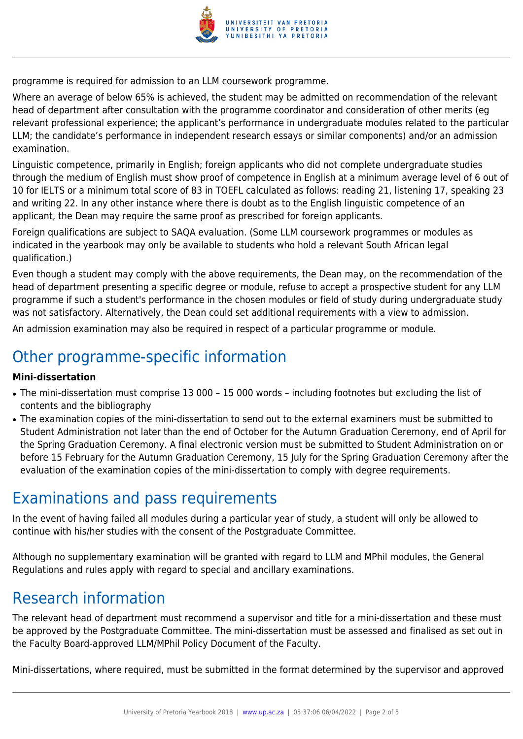programme is required for admission to an LLM coursework programme.

Where an average of below 65% is achieved, the student may be admitted on recommendation of the relevant head of department after consultation with the programme coordinator and consideration of other merits (eg relevant professional experience; the applicant's performance in undergraduate modules related to the particular LLM; the candidate's performance in independent research essays or similar components) and/or an admission examination.

Linguistic competence, primarily in English; foreign applicants who did not complete undergraduate studies through the medium of English must show proof of competence in English at a minimum average level of 6 out of 10 for IELTS or a minimum total score of 83 in TOEFL calculated as follows: reading 21, listening 17, speaking 23 and writing 22. In any other instance where there is doubt as to the English linguistic competence of an applicant, the Dean may require the same proof as prescribed for foreign applicants.

Foreign qualifications are subject to SAQA evaluation. (Some LLM coursework programmes or modules as indicated in the yearbook may only be available to students who hold a relevant South African legal qualification.)

Even though a student may comply with the above requirements, the Dean may, on the recommendation of the head of department presenting a specific degree or module, refuse to accept a prospective student for any LLM programme if such a student's performance in the chosen modules or field of study during undergraduate study was not satisfactory. Alternatively, the Dean could set additional requirements with a view to admission.

An admission examination may also be required in respect of a particular programme or module.

# Other programme-specific information

**Mini-dissertation**

- The mini-dissertation must comprise 13 000 – 15 000 words – including footnotes but excluding the list of contents and the bibliography
- The examination copies of the mini-dissertation to send out to the external examiners must be submitted to Student Administration not later than the end of October for the Autumn Graduation Ceremony, end of April for the Spring Graduation Ceremony. A final electronic version must be submitted to Student Administration on or before 15 February for the Autumn Graduation Ceremony, 15 July for the Spring Graduation Ceremony after the evaluation of the examination copies of the mini-dissertation to comply with degree requirements.

# Examinations and pass requirements

In the event of having failed all modules during a particular year of study, a student will only be allowed to continue with his/her studies with the consent of the Postgraduate Committee.

Although no supplementary examination will be granted with regard to LLM and MPhil modules, the General Regulations and rules apply with regard to special and ancillary examinations.

# Research information

The relevant head of department must recommend a supervisor and title for a mini-dissertation and these must be approved by the Postgraduate Committee. The mini-dissertation must be assessed and finalised as set out in the Faculty Board-approved LLM/MPhil Policy Document of the Faculty.

Mini-dissertations, where required, must be submitted in the format determined by the supervisor and approved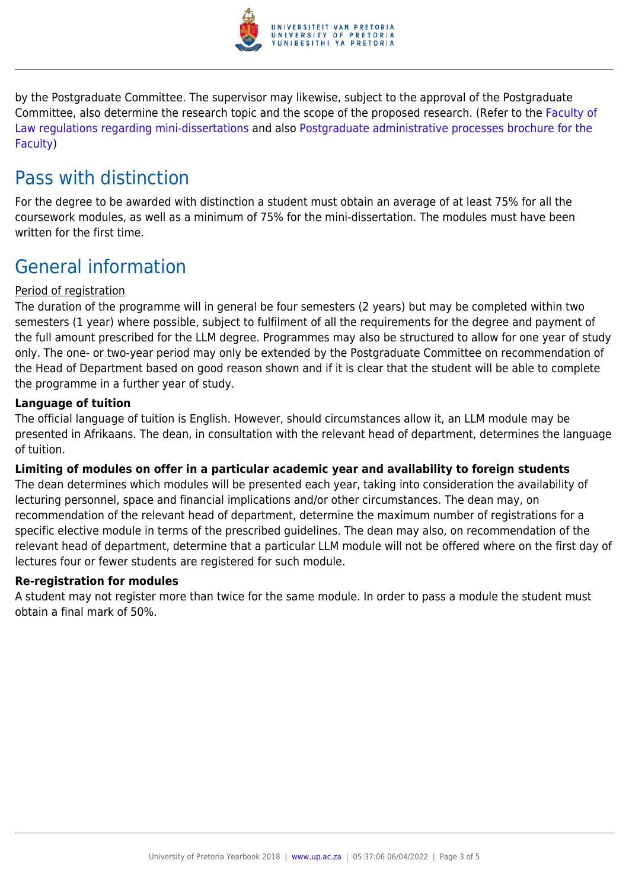by the Postgraduate Committee. The supervisor may likewise, subject to the approval of the Postgraduate Committee, also determine the research topic and the scope of the proposed research. (Refer to the Faculty of Law regulations regarding mini-dissertations and also Postgraduate administrative processes brochure for the Faculty)

## Pass with distinction

For the degree to be awarded with distinction a student must obtain an average of at least 75% for all the coursework modules, as well as a minimum of 75% for the mini-dissertation. The modules must have been written for the first time.

## General information

Period of registration

The duration of the programme will in general be four semesters (2 years) but may be completed within two semesters (1 year) where possible, subject to fulfilment of all the requirements for the degree and payment of the full amount prescribed for the LLM degree. Programmes may also be structured to allow for one year of study only. The one- or two-year period may only be extended by the Postgraduate Committee on recommendation of the Head of Department based on good reason shown and if it is clear that the student will be able to complete the programme in a further year of study.

**Language of tuition**

The official language of tuition is English. However, should circumstances allow it, an LLM module may be presented in Afrikaans. The dean, in consultation with the relevant head of department, determines the language of tuition.

**Limiting of modules on offer in a particular academic year and availability to foreign students**

The dean determines which modules will be presented each year, taking into consideration the availability of lecturing personnel, space and financial implications and/or other circumstances. The dean may, on recommendation of the relevant head of department, determine the maximum number of registrations for a specific elective module in terms of the prescribed guidelines. The dean may also, on recommendation of the relevant head of department, determine that a particular LLM module will not be offered where on the first day of lectures four or fewer students are registered for such module.

**Re-registration for modules**

A student may not register more than twice for the same module. In order to pass a module the student must obtain a final mark of 50%.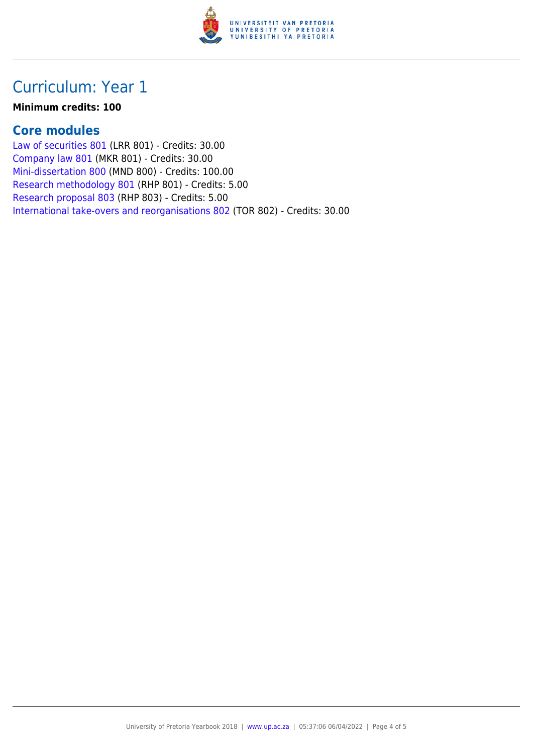# Curriculum: Year 1

**Minimum credits: 100**

## Core modules

Law of securities 801 (LRR 801) - Credits: 30.00
Company law 801 (MKR 801) - Credits: 30.00
Mini-dissertation 800 (MND 800) - Credits: 100.00
Research methodology 801 (RHP 801) - Credits: 5.00
Research proposal 803 (RHP 803) - Credits: 5.00
International take-overs and reorganisations 802 (TOR 802) - Credits: 30.00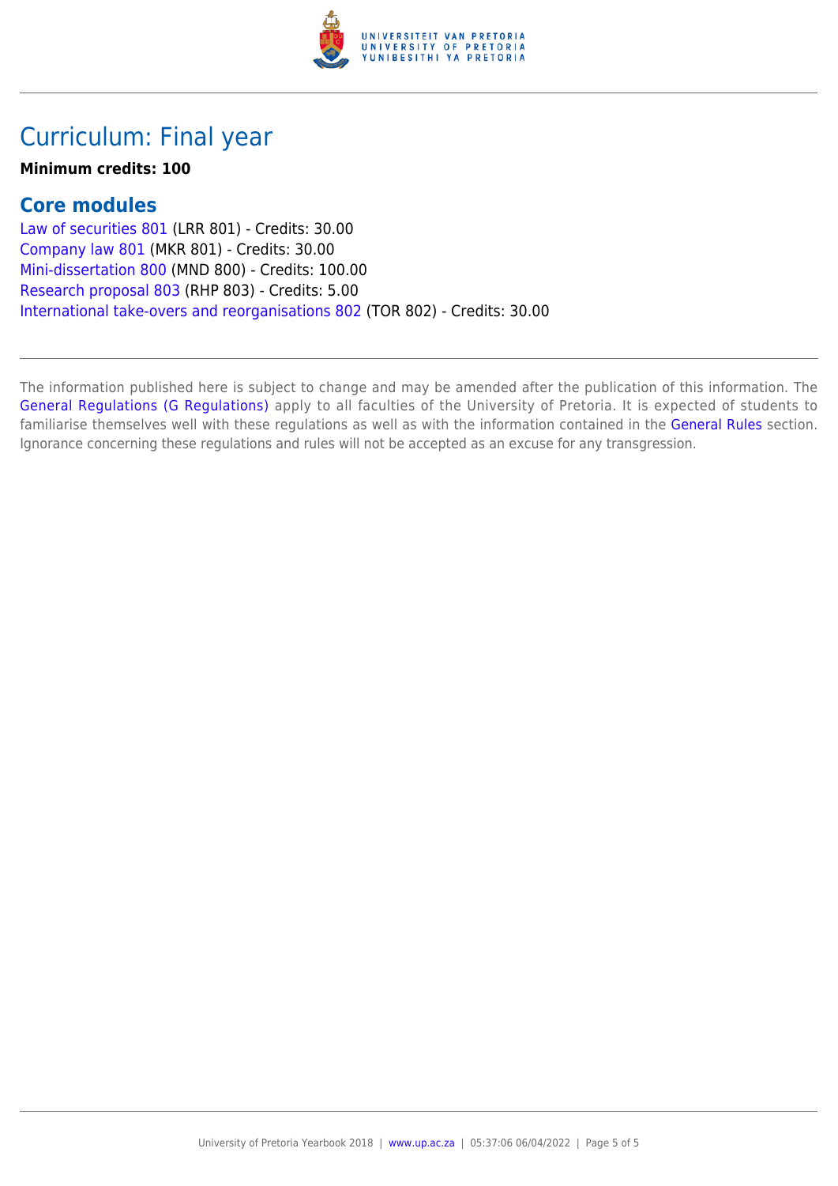# Curriculum: Final year

**Minimum credits: 100**

## Core modules

Law of securities 801 (LRR 801) - Credits: 30.00
Company law 801 (MKR 801) - Credits: 30.00
Mini-dissertation 800 (MND 800) - Credits: 100.00
Research proposal 803 (RHP 803) - Credits: 5.00
International take-overs and reorganisations 802 (TOR 802) - Credits: 30.00

---

The information published here is subject to change and may be amended after the publication of this information. The General Regulations (G Regulations) apply to all faculties of the University of Pretoria. It is expected of students to familiarise themselves well with these regulations as well as with the information contained in the General Rules section. Ignorance concerning these regulations and rules will not be accepted as an excuse for any transgression.